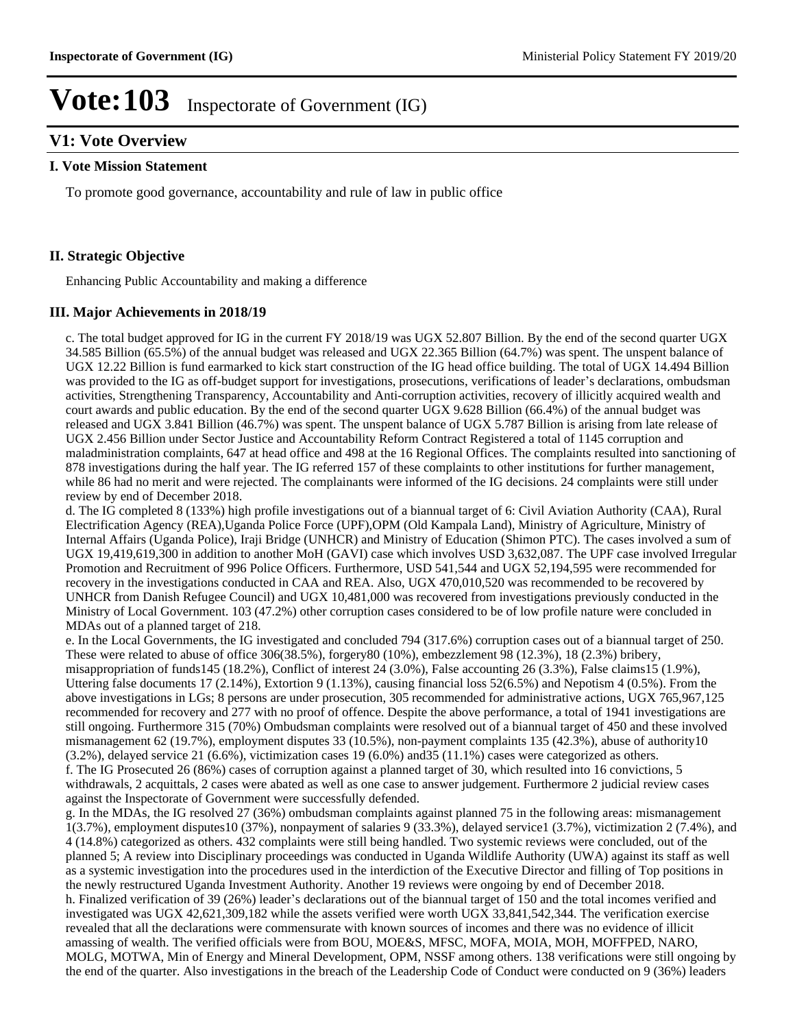# Vote:103 Inspectorate of Government (IG)

## V1: Vote Overview

### I. Vote Mission Statement

To promote good governance, accountability and rule of law in public office

### II. Strategic Objective

Enhancing Public Accountability and making a difference

### III. Major Achievements in 2018/19

c. The total budget approved for IG in the current FY 2018/19 was UGX 52.807 Billion. By the end of the second quarter UGX 34.585 Billion (65.5%) of the annual budget was released and UGX 22.365 Billion (64.7%) was spent. The unspent balance of UGX 12.22 Billion is fund earmarked to kick start construction of the IG head office building. The total of UGX 14.494 Billion was provided to the IG as off-budget support for investigations, prosecutions, verifications of leader's declarations, ombudsman activities, Strengthening Transparency, Accountability and Anti-corruption activities, recovery of illicitly acquired wealth and court awards and public education. By the end of the second quarter UGX 9.628 Billion (66.4%) of the annual budget was released and UGX 3.841 Billion (46.7%) was spent. The unspent balance of UGX 5.787 Billion is arising from late release of UGX 2.456 Billion under Sector Justice and Accountability Reform Contract Registered a total of 1145 corruption and maladministration complaints, 647 at head office and 498 at the 16 Regional Offices. The complaints resulted into sanctioning of 878 investigations during the half year. The IG referred 157 of these complaints to other institutions for further management, while 86 had no merit and were rejected. The complainants were informed of the IG decisions. 24 complaints were still under review by end of December 2018.

d. The IG completed 8 (133%) high profile investigations out of a biannual target of 6: Civil Aviation Authority (CAA), Rural Electrification Agency (REA),Uganda Police Force (UPF),OPM (Old Kampala Land), Ministry of Agriculture, Ministry of Internal Affairs (Uganda Police), Iraji Bridge (UNHCR) and Ministry of Education (Shimon PTC). The cases involved a sum of UGX 19,419,619,300 in addition to another MoH (GAVI) case which involves USD 3,632,087. The UPF case involved Irregular Promotion and Recruitment of 996 Police Officers. Furthermore, USD 541,544 and UGX 52,194,595 were recommended for recovery in the investigations conducted in CAA and REA. Also, UGX 470,010,520 was recommended to be recovered by UNHCR from Danish Refugee Council) and UGX 10,481,000 was recovered from investigations previously conducted in the Ministry of Local Government. 103 (47.2%) other corruption cases considered to be of low profile nature were concluded in MDAs out of a planned target of 218.

e. In the Local Governments, the IG investigated and concluded 794 (317.6%) corruption cases out of a biannual target of 250. These were related to abuse of office 306(38.5%), forgery80 (10%), embezzlement 98 (12.3%), 18 (2.3%) bribery, misappropriation of funds145 (18.2%), Conflict of interest 24 (3.0%), False accounting 26 (3.3%), False claims15 (1.9%), Uttering false documents 17 (2.14%), Extortion 9 (1.13%), causing financial loss 52(6.5%) and Nepotism 4 (0.5%). From the above investigations in LGs; 8 persons are under prosecution, 305 recommended for administrative actions, UGX 765,967,125 recommended for recovery and 277 with no proof of offence. Despite the above performance, a total of 1941 investigations are still ongoing. Furthermore 315 (70%) Ombudsman complaints were resolved out of a biannual target of 450 and these involved mismanagement 62 (19.7%), employment disputes 33 (10.5%), non-payment complaints 135 (42.3%), abuse of authority10 (3.2%), delayed service 21 (6.6%), victimization cases 19 (6.0%) and35 (11.1%) cases were categorized as others.

f. The IG Prosecuted 26 (86%) cases of corruption against a planned target of 30, which resulted into 16 convictions, 5 withdrawals, 2 acquittals, 2 cases were abated as well as one case to answer judgement. Furthermore 2 judicial review cases against the Inspectorate of Government were successfully defended.

g. In the MDAs, the IG resolved 27 (36%) ombudsman complaints against planned 75 in the following areas: mismanagement 1(3.7%), employment disputes10 (37%), nonpayment of salaries 9 (33.3%), delayed service1 (3.7%), victimization 2 (7.4%), and 4 (14.8%) categorized as others. 432 complaints were still being handled. Two systemic reviews were concluded, out of the planned 5; A review into Disciplinary proceedings was conducted in Uganda Wildlife Authority (UWA) against its staff as well as a systemic investigation into the procedures used in the interdiction of the Executive Director and filling of Top positions in the newly restructured Uganda Investment Authority. Another 19 reviews were ongoing by end of December 2018.

h. Finalized verification of 39 (26%) leader's declarations out of the biannual target of 150 and the total incomes verified and investigated was UGX 42,621,309,182 while the assets verified were worth UGX 33,841,542,344. The verification exercise revealed that all the declarations were commensurate with known sources of incomes and there was no evidence of illicit amassing of wealth. The verified officials were from BOU, MOE&S, MFSC, MOFA, MOIA, MOH, MOFFPED, NARO, MOLG, MOTWA, Min of Energy and Mineral Development, OPM, NSSF among others. 138 verifications were still ongoing by the end of the quarter. Also investigations in the breach of the Leadership Code of Conduct were conducted on 9 (36%) leaders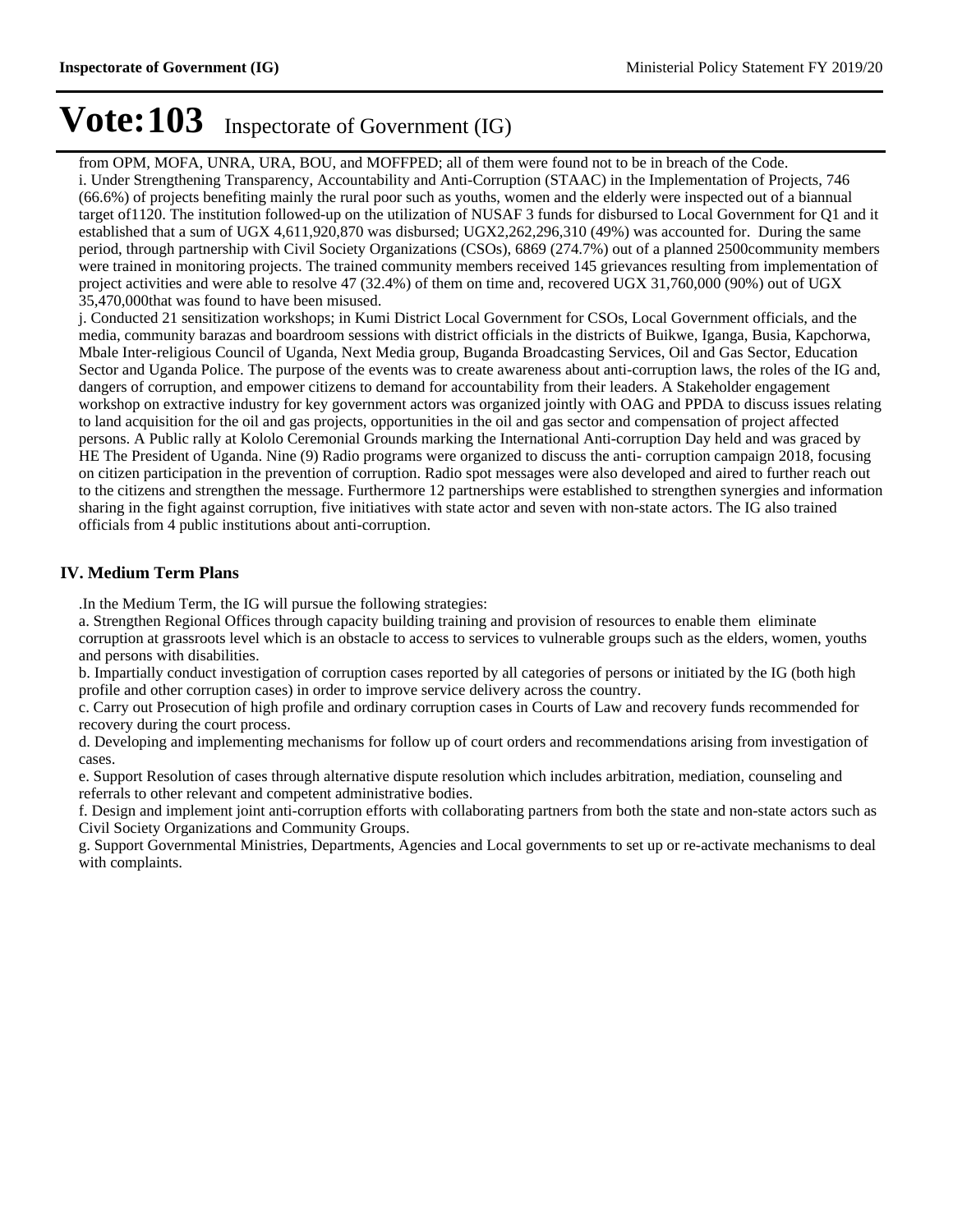from OPM, MOFA, UNRA, URA, BOU, and MOFFPED; all of them were found not to be in breach of the Code.

i. Under Strengthening Transparency, Accountability and Anti-Corruption (STAAC) in the Implementation of Projects, 746 (66.6%) of projects benefiting mainly the rural poor such as youths, women and the elderly were inspected out of a biannual target of1120. The institution followed-up on the utilization of NUSAF 3 funds for disbursed to Local Government for Q1 and it established that a sum of UGX 4,611,920,870 was disbursed; UGX2,262,296,310 (49%) was accounted for. During the same period, through partnership with Civil Society Organizations (CSOs), 6869 (274.7%) out of a planned 2500community members were trained in monitoring projects. The trained community members received 145 grievances resulting from implementation of project activities and were able to resolve 47 (32.4%) of them on time and, recovered UGX 31,760,000 (90%) out of UGX 35,470,000that was found to have been misused.

j. Conducted 21 sensitization workshops; in Kumi District Local Government for CSOs, Local Government officials, and the media, community barazas and boardroom sessions with district officials in the districts of Buikwe, Iganga, Busia, Kapchorwa, Mbale Inter-religious Council of Uganda, Next Media group, Buganda Broadcasting Services, Oil and Gas Sector, Education Sector and Uganda Police. The purpose of the events was to create awareness about anti-corruption laws, the roles of the IG and, dangers of corruption, and empower citizens to demand for accountability from their leaders. A Stakeholder engagement workshop on extractive industry for key government actors was organized jointly with OAG and PPDA to discuss issues relating to land acquisition for the oil and gas projects, opportunities in the oil and gas sector and compensation of project affected persons. A Public rally at Kololo Ceremonial Grounds marking the International Anti-corruption Day held and was graced by HE The President of Uganda. Nine (9) Radio programs were organized to discuss the anti- corruption campaign 2018, focusing on citizen participation in the prevention of corruption. Radio spot messages were also developed and aired to further reach out to the citizens and strengthen the message. Furthermore 12 partnerships were established to strengthen synergies and information sharing in the fight against corruption, five initiatives with state actor and seven with non-state actors. The IG also trained officials from 4 public institutions about anti-corruption.

## IV. Medium Term Plans

.In the Medium Term, the IG will pursue the following strategies:

a. Strengthen Regional Offices through capacity building training and provision of resources to enable them eliminate corruption at grassroots level which is an obstacle to access to services to vulnerable groups such as the elders, women, youths and persons with disabilities.

b. Impartially conduct investigation of corruption cases reported by all categories of persons or initiated by the IG (both high profile and other corruption cases) in order to improve service delivery across the country.

c. Carry out Prosecution of high profile and ordinary corruption cases in Courts of Law and recovery funds recommended for recovery during the court process.

d. Developing and implementing mechanisms for follow up of court orders and recommendations arising from investigation of cases.

e. Support Resolution of cases through alternative dispute resolution which includes arbitration, mediation, counseling and referrals to other relevant and competent administrative bodies.

f. Design and implement joint anti-corruption efforts with collaborating partners from both the state and non-state actors such as Civil Society Organizations and Community Groups.

g. Support Governmental Ministries, Departments, Agencies and Local governments to set up or re-activate mechanisms to deal with complaints.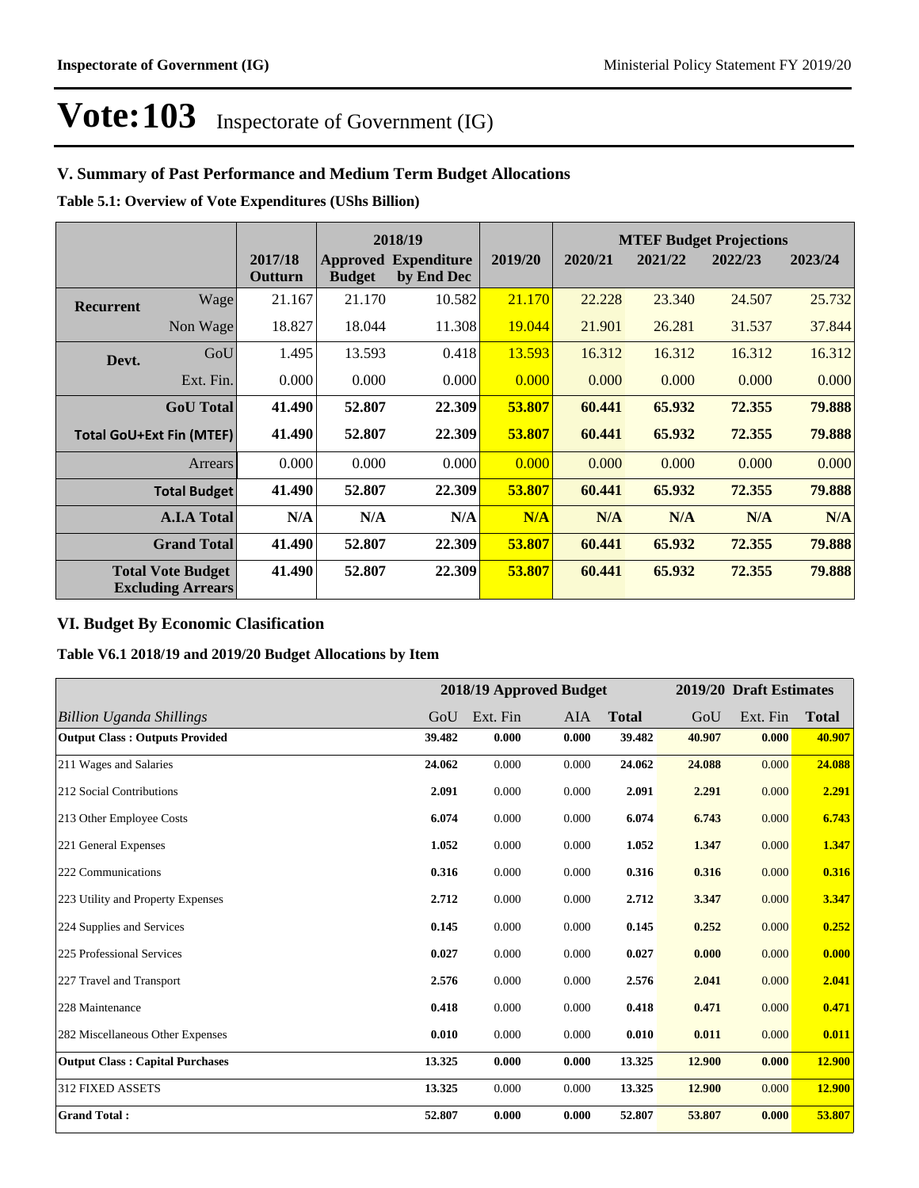# Vote:103 Inspectorate of Government (IG)

## V. Summary of Past Performance and Medium Term Budget Allocations

**Table 5.1: Overview of Vote Expenditures (UShs Billion)**

| | | | 2018/19 | | | MTEF Budget Projections | | | |
|---|---|---|---|---|---|---|---|---|---|
| | | 2017/18 Outturn | Approved Budget | Expenditure by End Dec | 2019/20 | 2020/21 | 2021/22 | 2022/23 | 2023/24 |
| Recurrent | Wage | 21.167 | 21.170 | 10.582 | 21.170 | 22.228 | 23.340 | 24.507 | 25.732 |
| | Non Wage | 18.827 | 18.044 | 11.308 | 19.044 | 21.901 | 26.281 | 31.537 | 37.844 |
| Devt. | GoU | 1.495 | 13.593 | 0.418 | 13.593 | 16.312 | 16.312 | 16.312 | 16.312 |
| | Ext. Fin. | 0.000 | 0.000 | 0.000 | 0.000 | 0.000 | 0.000 | 0.000 | 0.000 |
| | **GoU Total** | **41.490** | **52.807** | **22.309** | **53.807** | **60.441** | **65.932** | **72.355** | **79.888** |
| **Total GoU+Ext Fin (MTEF)** | | **41.490** | **52.807** | **22.309** | **53.807** | **60.441** | **65.932** | **72.355** | **79.888** |
| | Arrears | 0.000 | 0.000 | 0.000 | 0.000 | 0.000 | 0.000 | 0.000 | 0.000 |
| | **Total Budget** | **41.490** | **52.807** | **22.309** | **53.807** | **60.441** | **65.932** | **72.355** | **79.888** |
| | **A.I.A Total** | **N/A** | **N/A** | **N/A** | **N/A** | **N/A** | **N/A** | **N/A** | **N/A** |
| | **Grand Total** | **41.490** | **52.807** | **22.309** | **53.807** | **60.441** | **65.932** | **72.355** | **79.888** |
| | **Total Vote Budget Excluding Arrears** | **41.490** | **52.807** | **22.309** | **53.807** | **60.441** | **65.932** | **72.355** | **79.888** |

## VI. Budget By Economic Clasification

**Table V6.1 2018/19 and 2019/20 Budget Allocations by Item**

| | 2018/19 Approved Budget | | | | 2019/20 Draft Estimates | | |
|---|---|---|---|---|---|---|---|
| *Billion Uganda Shillings* | GoU | Ext. Fin | AIA | **Total** | GoU | Ext. Fin | **Total** |
| **Output Class : Outputs Provided** | **39.482** | **0.000** | **0.000** | **39.482** | **40.907** | **0.000** | **40.907** |
| 211 Wages and Salaries | **24.062** | 0.000 | 0.000 | **24.062** | **24.088** | 0.000 | **24.088** |
| 212 Social Contributions | **2.091** | 0.000 | 0.000 | **2.091** | **2.291** | 0.000 | **2.291** |
| 213 Other Employee Costs | **6.074** | 0.000 | 0.000 | **6.074** | **6.743** | 0.000 | **6.743** |
| 221 General Expenses | **1.052** | 0.000 | 0.000 | **1.052** | **1.347** | 0.000 | **1.347** |
| 222 Communications | **0.316** | 0.000 | 0.000 | **0.316** | **0.316** | 0.000 | **0.316** |
| 223 Utility and Property Expenses | **2.712** | 0.000 | 0.000 | **2.712** | **3.347** | 0.000 | **3.347** |
| 224 Supplies and Services | **0.145** | 0.000 | 0.000 | **0.145** | **0.252** | 0.000 | **0.252** |
| 225 Professional Services | **0.027** | 0.000 | 0.000 | **0.027** | **0.000** | 0.000 | **0.000** |
| 227 Travel and Transport | **2.576** | 0.000 | 0.000 | **2.576** | **2.041** | 0.000 | **2.041** |
| 228 Maintenance | **0.418** | 0.000 | 0.000 | **0.418** | **0.471** | 0.000 | **0.471** |
| 282 Miscellaneous Other Expenses | **0.010** | 0.000 | 0.000 | **0.010** | **0.011** | 0.000 | **0.011** |
| **Output Class : Capital Purchases** | **13.325** | **0.000** | **0.000** | **13.325** | **12.900** | **0.000** | **12.900** |
| 312 FIXED ASSETS | **13.325** | 0.000 | 0.000 | **13.325** | **12.900** | 0.000 | **12.900** |
| **Grand Total :** | **52.807** | **0.000** | **0.000** | **52.807** | **53.807** | **0.000** | **53.807** |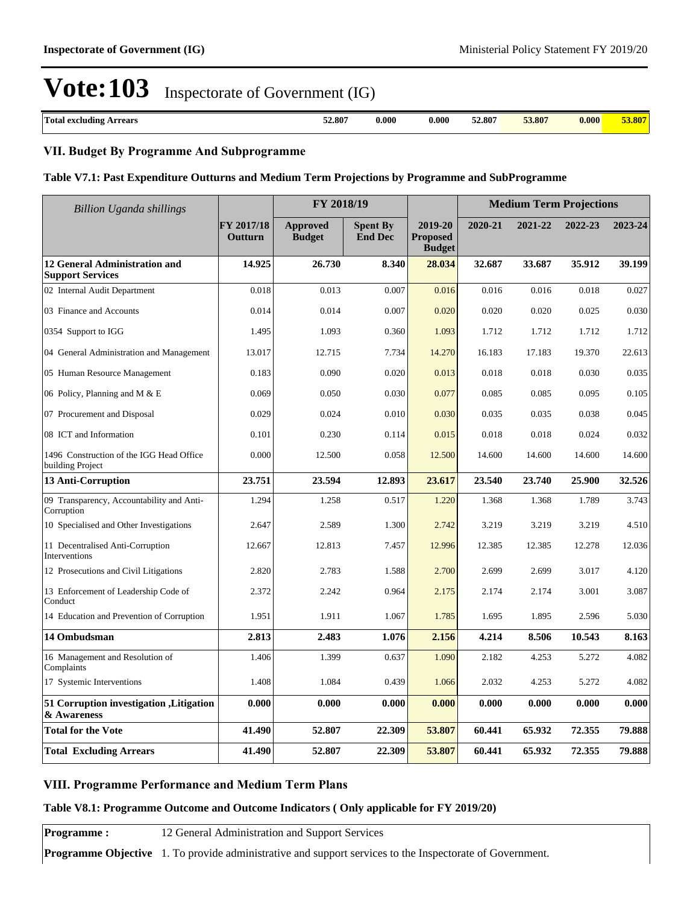# Vote:103 Inspectorate of Government (IG)

| Total excluding Arrears | 52.807 | 0.000 | 0.000 | 52.807 | 53.807 | 0.000 | 53.807 |
|---|---|---|---|---|---|---|---|

## VII. Budget By Programme And Subprogramme

### Table V7.1: Past Expenditure Outturns and Medium Term Projections by Programme and SubProgramme

| *Billion Uganda shillings* | | FY 2018/19 | | | Medium Term Projections | | | |
|---|---|---|---|---|---|---|---|---|
| | FY 2017/18 Outturn | Approved Budget | Spent By End Dec | 2019-20 Proposed Budget | 2020-21 | 2021-22 | 2022-23 | 2023-24 |
| **12 General Administration and Support Services** | **14.925** | **26.730** | **8.340** | **28.034** | **32.687** | **33.687** | **35.912** | **39.199** |
| 02 Internal Audit Department | 0.018 | 0.013 | 0.007 | 0.016 | 0.016 | 0.016 | 0.018 | 0.027 |
| 03 Finance and Accounts | 0.014 | 0.014 | 0.007 | 0.020 | 0.020 | 0.020 | 0.025 | 0.030 |
| 0354 Support to IGG | 1.495 | 1.093 | 0.360 | 1.093 | 1.712 | 1.712 | 1.712 | 1.712 |
| 04 General Administration and Management | 13.017 | 12.715 | 7.734 | 14.270 | 16.183 | 17.183 | 19.370 | 22.613 |
| 05 Human Resource Management | 0.183 | 0.090 | 0.020 | 0.013 | 0.018 | 0.018 | 0.030 | 0.035 |
| 06 Policy, Planning and M & E | 0.069 | 0.050 | 0.030 | 0.077 | 0.085 | 0.085 | 0.095 | 0.105 |
| 07 Procurement and Disposal | 0.029 | 0.024 | 0.010 | 0.030 | 0.035 | 0.035 | 0.038 | 0.045 |
| 08 ICT and Information | 0.101 | 0.230 | 0.114 | 0.015 | 0.018 | 0.018 | 0.024 | 0.032 |
| 1496 Construction of the IGG Head Office building Project | 0.000 | 12.500 | 0.058 | 12.500 | 14.600 | 14.600 | 14.600 | 14.600 |
| **13 Anti-Corruption** | **23.751** | **23.594** | **12.893** | **23.617** | **23.540** | **23.740** | **25.900** | **32.526** |
| 09 Transparency, Accountability and Anti-Corruption | 1.294 | 1.258 | 0.517 | 1.220 | 1.368 | 1.368 | 1.789 | 3.743 |
| 10 Specialised and Other Investigations | 2.647 | 2.589 | 1.300 | 2.742 | 3.219 | 3.219 | 3.219 | 4.510 |
| 11 Decentralised Anti-Corruption Interventions | 12.667 | 12.813 | 7.457 | 12.996 | 12.385 | 12.385 | 12.278 | 12.036 |
| 12 Prosecutions and Civil Litigations | 2.820 | 2.783 | 1.588 | 2.700 | 2.699 | 2.699 | 3.017 | 4.120 |
| 13 Enforcement of Leadership Code of Conduct | 2.372 | 2.242 | 0.964 | 2.175 | 2.174 | 2.174 | 3.001 | 3.087 |
| 14 Education and Prevention of Corruption | 1.951 | 1.911 | 1.067 | 1.785 | 1.695 | 1.895 | 2.596 | 5.030 |
| **14 Ombudsman** | **2.813** | **2.483** | **1.076** | **2.156** | **4.214** | **8.506** | **10.543** | **8.163** |
| 16 Management and Resolution of Complaints | 1.406 | 1.399 | 0.637 | 1.090 | 2.182 | 4.253 | 5.272 | 4.082 |
| 17 Systemic Interventions | 1.408 | 1.084 | 0.439 | 1.066 | 2.032 | 4.253 | 5.272 | 4.082 |
| **51 Corruption investigation ,Litigation & Awareness** | **0.000** | **0.000** | **0.000** | **0.000** | **0.000** | **0.000** | **0.000** | **0.000** |
| **Total for the Vote** | **41.490** | **52.807** | **22.309** | **53.807** | **60.441** | **65.932** | **72.355** | **79.888** |
| **Total Excluding Arrears** | **41.490** | **52.807** | **22.309** | **53.807** | **60.441** | **65.932** | **72.355** | **79.888** |

## VIII. Programme Performance and Medium Term Plans

### Table V8.1: Programme Outcome and Outcome Indicators ( Only applicable for FY 2019/20)

| **Programme :** | 12 General Administration and Support Services |
|---|---|
| **Programme Objective** | 1. To provide administrative and support services to the Inspectorate of Government. |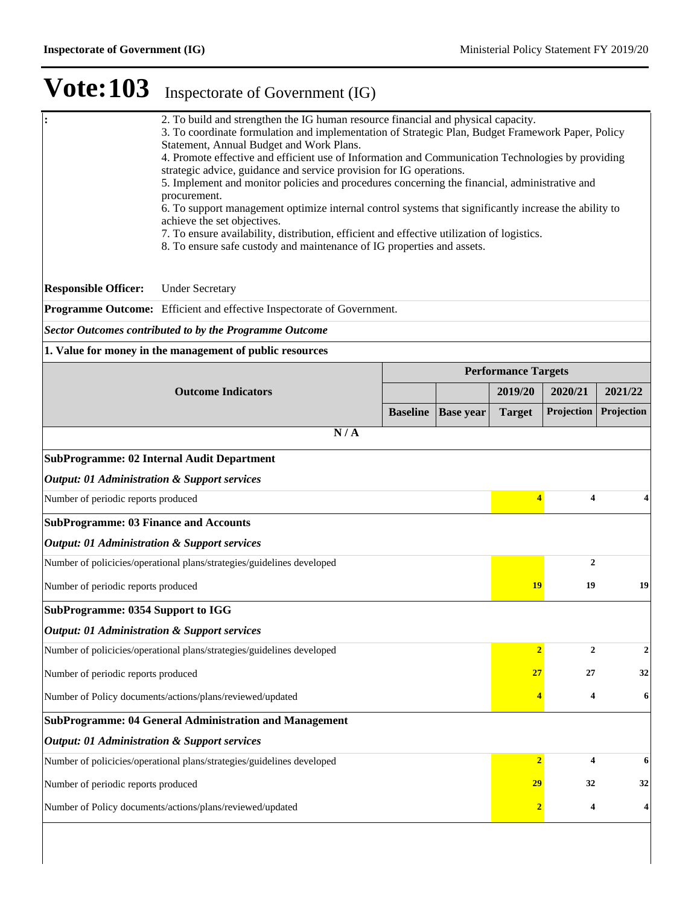# Vote:103 Inspectorate of Government (IG)

| : | 2. To build and strengthen the IG human resource financial and physical capacity.<br>3. To coordinate formulation and implementation of Strategic Plan, Budget Framework Paper, Policy Statement, Annual Budget and Work Plans.<br>4. Promote effective and efficient use of Information and Communication Technologies by providing strategic advice, guidance and service provision for IG operations.<br>5. Implement and monitor policies and procedures concerning the financial, administrative and procurement.<br>6. To support management optimize internal control systems that significantly increase the ability to achieve the set objectives.<br>7. To ensure availability, distribution, efficient and effective utilization of logistics.<br>8. To ensure safe custody and maintenance of IG properties and assets. |
|---|---|
| **Responsible Officer:** | Under Secretary |
| **Programme Outcome:** | Efficient and effective Inspectorate of Government. |

***Sector Outcomes contributed to by the Programme Outcome***

**1. Value for money in the management of public resources**

| Outcome Indicators | Performance Targets | | | | |
|---|---|---|---|---|---|
| | | | 2019/20 | 2020/21 | 2021/22 |
| | Baseline | Base year | Target | Projection | Projection |
| N / A | | | | | |
| **SubProgramme: 02 Internal Audit Department** | | | | | |
| ***Output: 01 Administration & Support services*** | | | | | |
| Number of periodic reports produced | | | 4 | 4 | 4 |
| **SubProgramme: 03 Finance and Accounts** | | | | | |
| ***Output: 01 Administration & Support services*** | | | | | |
| Number of policicies/operational plans/strategies/guidelines developed | | | | 2 | |
| Number of periodic reports produced | | | 19 | 19 | 19 |
| **SubProgramme: 0354 Support to IGG** | | | | | |
| ***Output: 01 Administration & Support services*** | | | | | |
| Number of policicies/operational plans/strategies/guidelines developed | | | 2 | 2 | 2 |
| Number of periodic reports produced | | | 27 | 27 | 32 |
| Number of Policy documents/actions/plans/reviewed/updated | | | 4 | 4 | 6 |
| **SubProgramme: 04 General Administration and Management** | | | | | |
| ***Output: 01 Administration & Support services*** | | | | | |
| Number of policicies/operational plans/strategies/guidelines developed | | | 2 | 4 | 6 |
| Number of periodic reports produced | | | 29 | 32 | 32 |
| Number of Policy documents/actions/plans/reviewed/updated | | | 2 | 4 | 4 |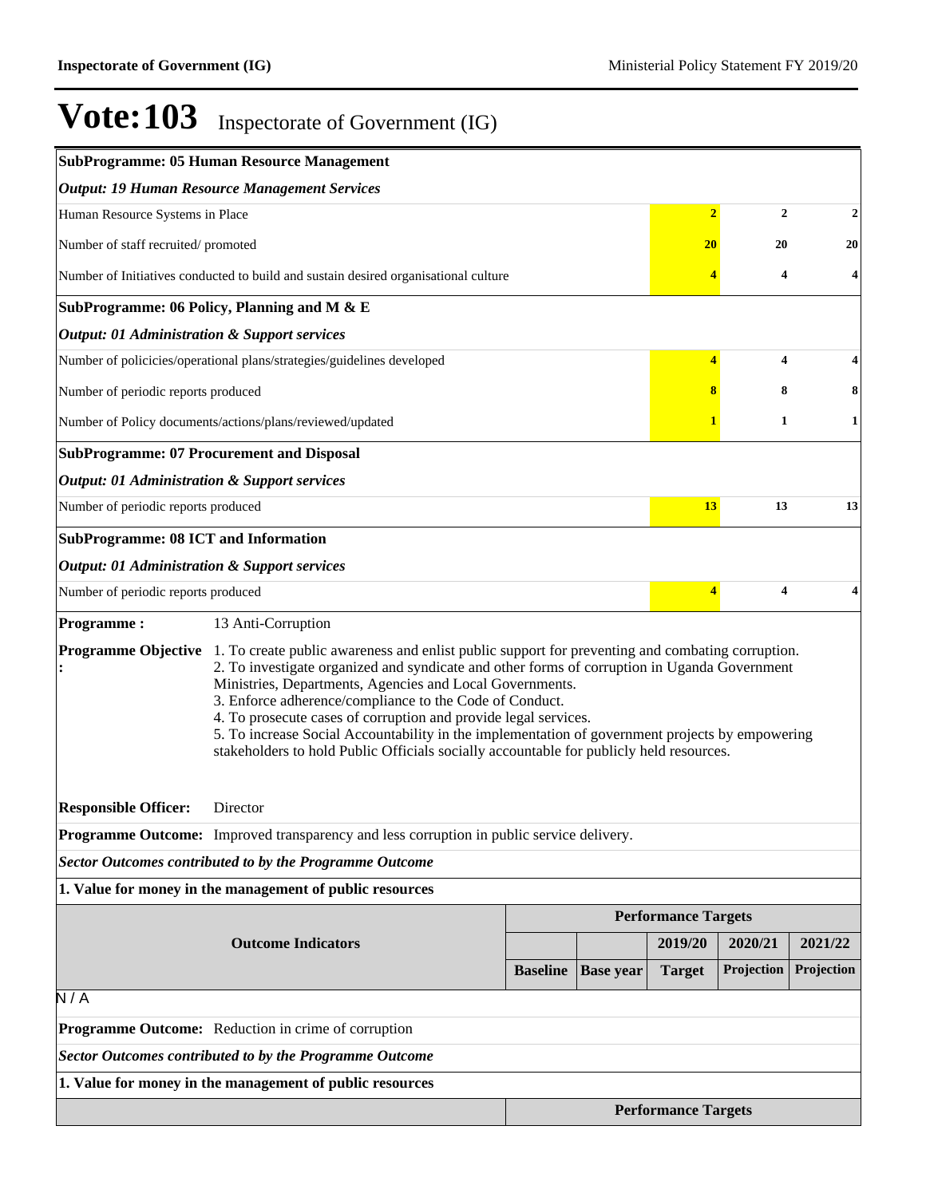# Vote:103 Inscpectorate of Government (IG)

| | | | | |
|---|---|---|---|---|
| **SubProgramme: 05 Human Resource Management** | | | | |
| ***Output: 19 Human Resource Management Services*** | | | | |
| Human Resource Systems in Place | | 2 | 2 | 2 |
| Number of staff recruited/ promoted | | 20 | 20 | 20 |
| Number of Initiatives conducted to build and sustain desired organisational culture | | 4 | 4 | 4 |
| **SubProgramme: 06 Policy, Planning and M & E** | | | | |
| ***Output: 01 Administration & Support services*** | | | | |
| Number of policicies/operational plans/strategies/guidelines developed | | 4 | 4 | 4 |
| Number of periodic reports produced | | 8 | 8 | 8 |
| Number of Policy documents/actions/plans/reviewed/updated | | 1 | 1 | 1 |
| **SubProgramme: 07 Procurement and Disposal** | | | | |
| ***Output: 01 Administration & Support services*** | | | | |
| Number of periodic reports produced | | 13 | 13 | 13 |
| **SubProgramme: 08 ICT and Information** | | | | |
| ***Output: 01 Administration & Support services*** | | | | |
| Number of periodic reports produced | | 4 | 4 | 4 |

**Programme :** 13 Anti-Corruption

**Programme Objective :**
1. To create public awareness and enlist public support for preventing and combating corruption.
2. To investigate organized and syndicate and other forms of corruption in Uganda Government Ministries, Departments, Agencies and Local Governments.
3. Enforce adherence/compliance to the Code of Conduct.
4. To prosecute cases of corruption and provide legal services.
5. To increase Social Accountability in the implementation of government projects by empowering stakeholders to hold Public Officials socially accountable for publicly held resources.

**Responsible Officer:** Director

**Programme Outcome:** Improved transparency and less corruption in public service delivery.

***Sector Outcomes contributed to by the Programme Outcome***

**1. Value for money in the management of public resources**

| Outcome Indicators | Performance Targets | | | | |
|---|---|---|---|---|---|
| | | | 2019/20 | 2020/21 | 2021/22 |
| | Baseline | Base year | Target | Projection | Projection |

N / A

**Programme Outcome:** Reduction in crime of corruption

***Sector Outcomes contributed to by the Programme Outcome***

**1. Value for money in the management of public resources**

| | Performance Targets |
|---|---|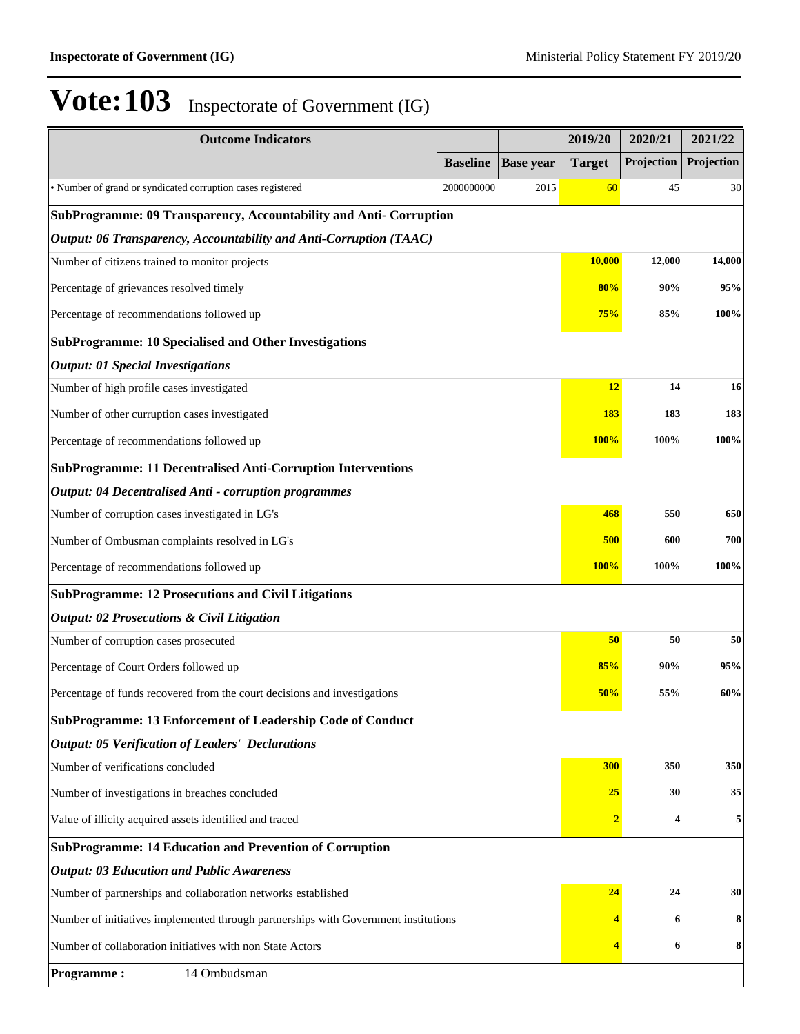# Vote:103 Inspectorate of Government (IG)

| Outcome Indicators | | | 2019/20 | 2020/21 | 2021/22 |
|---|---|---|---|---|---|
| | Baseline | Base year | Target | Projection | Projection |
| • Number of grand or syndicated corruption cases registered | 2000000000 | 2015 | 60 | 45 | 30 |
| **SubProgramme: 09 Transparency, Accountability and Anti- Corruption** | | | | | |
| ***Output: 06 Transparency, Accountability and Anti-Corruption (TAAC)*** | | | | | |
| Number of citizens trained to monitor projects | | | **10,000** | **12,000** | **14,000** |
| Percentage of grievances resolved timely | | | **80%** | **90%** | **95%** |
| Percentage of recommendations followed up | | | **75%** | **85%** | **100%** |
| **SubProgramme: 10 Specialised and Other Investigations** | | | | | |
| ***Output: 01 Special Investigations*** | | | | | |
| Number of high profile cases investigated | | | **12** | **14** | **16** |
| Number of other curruption cases investigated | | | **183** | **183** | **183** |
| Percentage of recommendations followed up | | | **100%** | **100%** | **100%** |
| **SubProgramme: 11 Decentralised Anti-Corruption Interventions** | | | | | |
| ***Output: 04 Decentralised Anti - corruption programmes*** | | | | | |
| Number of corruption cases investigated in LG's | | | **468** | **550** | **650** |
| Number of Ombusman complaints resolved in LG's | | | **500** | **600** | **700** |
| Percentage of recommendations followed up | | | **100%** | **100%** | **100%** |
| **SubProgramme: 12 Prosecutions and Civil Litigations** | | | | | |
| ***Output: 02 Prosecutions & Civil Litigation*** | | | | | |
| Number of corruption cases prosecuted | | | **50** | **50** | **50** |
| Percentage of Court Orders followed up | | | **85%** | **90%** | **95%** |
| Percentage of funds recovered from the court decisions and investigations | | | **50%** | **55%** | **60%** |
| **SubProgramme: 13 Enforcement of Leadership Code of Conduct** | | | | | |
| ***Output: 05 Verification of Leaders' Declarations*** | | | | | |
| Number of verifications concluded | | | **300** | **350** | **350** |
| Number of investigations in breaches concluded | | | **25** | **30** | **35** |
| Value of illicity acquired assets identified and traced | | | **2** | **4** | **5** |
| **SubProgramme: 14 Education and Prevention of Corruption** | | | | | |
| ***Output: 03 Education and Public Awareness*** | | | | | |
| Number of partnerships and collaboration networks established | | | **24** | **24** | **30** |
| Number of initiatives implemented through partnerships with Government institutions | | | **4** | **6** | **8** |
| Number of collaboration initiatives with non State Actors | | | **4** | **6** | **8** |

**Programme :** 14 Ombudsman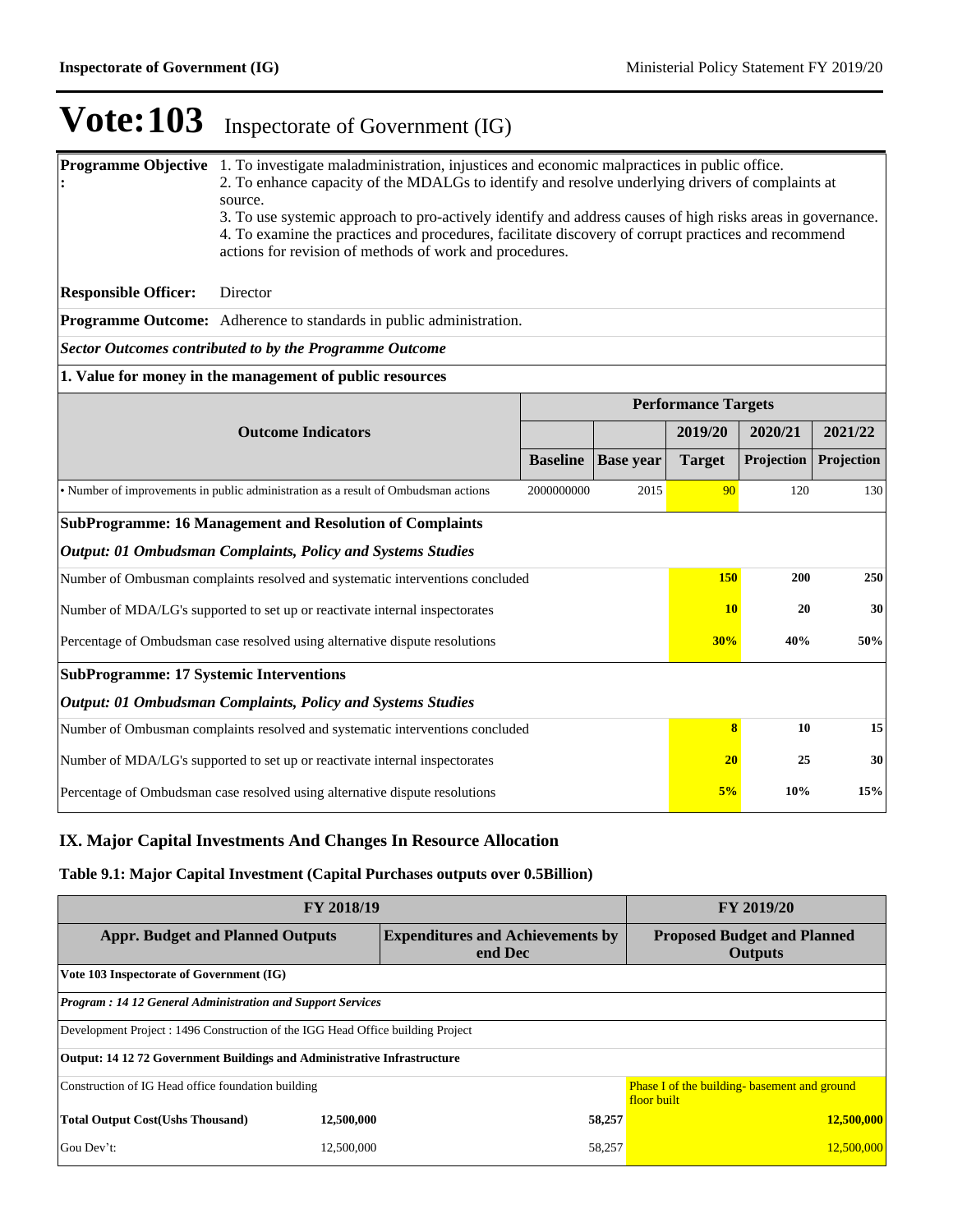# Vote:103 Inspectorate of Government (IG)

**Programme Objective :** 1. To investigate maladministration, injustices and economic malpractices in public office.
2. To enhance capacity of the MDALGs to identify and resolve underlying drivers of complaints at source.
3. To use systemic approach to pro-actively identify and address causes of high risks areas in governance.
4. To examine the practices and procedures, facilitate discovery of corrupt practices and recommend actions for revision of methods of work and procedures.

**Responsible Officer:** Director

**Programme Outcome:** Adherence to standards in public administration.

***Sector Outcomes contributed to by the Programme Outcome***

**1. Value for money in the management of public resources**

| Outcome Indicators | Performance Targets | | | | |
|---|---|---|---|---|---|
| | | | 2019/20 | 2020/21 | 2021/22 |
| | Baseline | Base year | Target | Projection | Projection |
| • Number of improvements in public administration as a result of Ombudsman actions | 2000000000 | 2015 | 90 | 120 | 130 |

**SubProgramme: 16 Management and Resolution of Complaints**

***Output: 01 Ombudsman Complaints, Policy and Systems Studies***

| Indicator | 2019/20 | 2020/21 | 2021/22 |
|---|---|---|---|
| Number of Ombusman complaints resolved and systematic interventions concluded | **150** | **200** | **250** |
| Number of MDA/LG's supported to set up or reactivate internal inspectorates | **10** | **20** | **30** |
| Percentage of Ombudsman case resolved using alternative dispute resolutions | **30%** | **40%** | **50%** |

**SubProgramme: 17 Systemic Interventions**

***Output: 01 Ombudsman Complaints, Policy and Systems Studies***

| Indicator | 2019/20 | 2020/21 | 2021/22 |
|---|---|---|---|
| Number of Ombusman complaints resolved and systematic interventions concluded | **8** | **10** | **15** |
| Number of MDA/LG's supported to set up or reactivate internal inspectorates | **20** | **25** | **30** |
| Percentage of Ombudsman case resolved using alternative dispute resolutions | **5%** | **10%** | **15%** |

## IX. Major Capital Investments And Changes In Resource Allocation

### Table 9.1: Major Capital Investment (Capital Purchases outputs over 0.5Billion)

| FY 2018/19 | | | FY 2019/20 |
|---|---|---|---|
| **Appr. Budget and Planned Outputs** | | **Expenditures and Achievements by end Dec** | **Proposed Budget and Planned Outputs** |
| **Vote 103 Inspectorate of Government (IG)** | | | |
| ***Program : 14 12 General Administration and Support Services*** | | | |
| Development Project : 1496 Construction of the IGG Head Office building Project | | | |
| **Output: 14 12 72 Government Buildings and Administrative Infrastructure** | | | |
| Construction of IG Head office foundation building | | | Phase I of the building- basement and ground floor built |
| **Total Output Cost(Ushs Thousand)** | **12,500,000** | **58,257** | **12,500,000** |
| Gou Dev't: | 12,500,000 | 58,257 | 12,500,000 |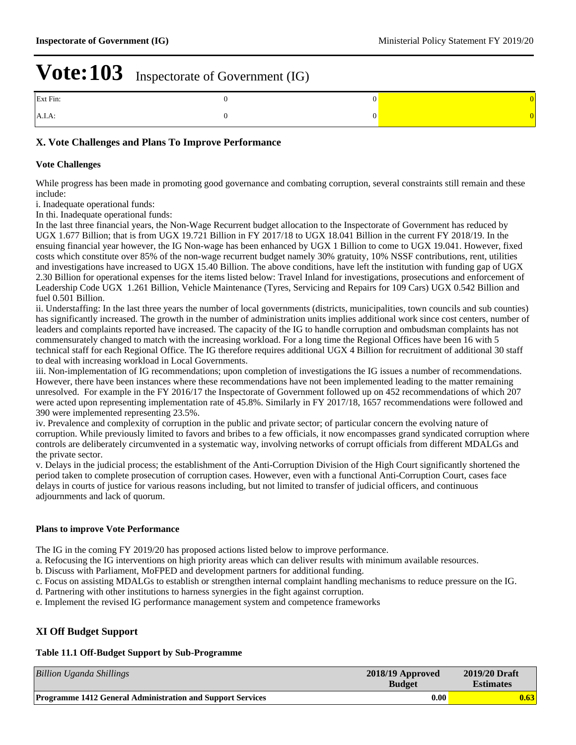# Vote:103 Inspectorate of Government (IG)

| | | | |
|---|---|---|---|
| Ext Fin: | 0 | 0 | 0 |
| A.I.A: | 0 | 0 | 0 |

## X. Vote Challenges and Plans To Improve Performance

### Vote Challenges

While progress has been made in promoting good governance and combating corruption, several constraints still remain and these include:

i. Inadequate operational funds:

In thi. Inadequate operational funds:

In the last three financial years, the Non-Wage Recurrent budget allocation to the Inspectorate of Government has reduced by UGX 1.677 Billion; that is from UGX 19.721 Billion in FY 2017/18 to UGX 18.041 Billion in the current FY 2018/19. In the ensuing financial year however, the IG Non-wage has been enhanced by UGX 1 Billion to come to UGX 19.041. However, fixed costs which constitute over 85% of the non-wage recurrent budget namely 30% gratuity, 10% NSSF contributions, rent, utilities and investigations have increased to UGX 15.40 Billion. The above conditions, have left the institution with funding gap of UGX 2.30 Billion for operational expenses for the items listed below: Travel Inland for investigations, prosecutions and enforcement of Leadership Code UGX 1.261 Billion, Vehicle Maintenance (Tyres, Servicing and Repairs for 109 Cars) UGX 0.542 Billion and fuel 0.501 Billion.

ii. Understaffing: In the last three years the number of local governments (districts, municipalities, town councils and sub counties) has significantly increased. The growth in the number of administration units implies additional work since cost centers, number of leaders and complaints reported have increased. The capacity of the IG to handle corruption and ombudsman complaints has not commensurately changed to match with the increasing workload. For a long time the Regional Offices have been 16 with 5 technical staff for each Regional Office. The IG therefore requires additional UGX 4 Billion for recruitment of additional 30 staff to deal with increasing workload in Local Governments.

iii. Non-implementation of IG recommendations; upon completion of investigations the IG issues a number of recommendations. However, there have been instances where these recommendations have not been implemented leading to the matter remaining unresolved. For example in the FY 2016/17 the Inspectorate of Government followed up on 452 recommendations of which 207 were acted upon representing implementation rate of 45.8%. Similarly in FY 2017/18, 1657 recommendations were followed and 390 were implemented representing 23.5%.

iv. Prevalence and complexity of corruption in the public and private sector; of particular concern the evolving nature of corruption. While previously limited to favors and bribes to a few officials, it now encompasses grand syndicated corruption where controls are deliberately circumvented in a systematic way, involving networks of corrupt officials from different MDALGs and the private sector.

v. Delays in the judicial process; the establishment of the Anti-Corruption Division of the High Court significantly shortened the period taken to complete prosecution of corruption cases. However, even with a functional Anti-Corruption Court, cases face delays in courts of justice for various reasons including, but not limited to transfer of judicial officers, and continuous adjournments and lack of quorum.

### Plans to improve Vote Performance

The IG in the coming FY 2019/20 has proposed actions listed below to improve performance.

a. Refocusing the IG interventions on high priority areas which can deliver results with minimum available resources.

b. Discuss with Parliament, MoFPED and development partners for additional funding.

c. Focus on assisting MDALGs to establish or strengthen internal complaint handling mechanisms to reduce pressure on the IG.

d. Partnering with other institutions to harness synergies in the fight against corruption.

e. Implement the revised IG performance management system and competence frameworks

## XI Off Budget Support

### Table 11.1 Off-Budget Support by Sub-Programme

| *Billion Uganda Shillings* | **2018/19 Approved Budget** | **2019/20 Draft Estimates** |
|---|---|---|
| **Programme 1412 General Administration and Support Services** | **0.00** | **0.63** |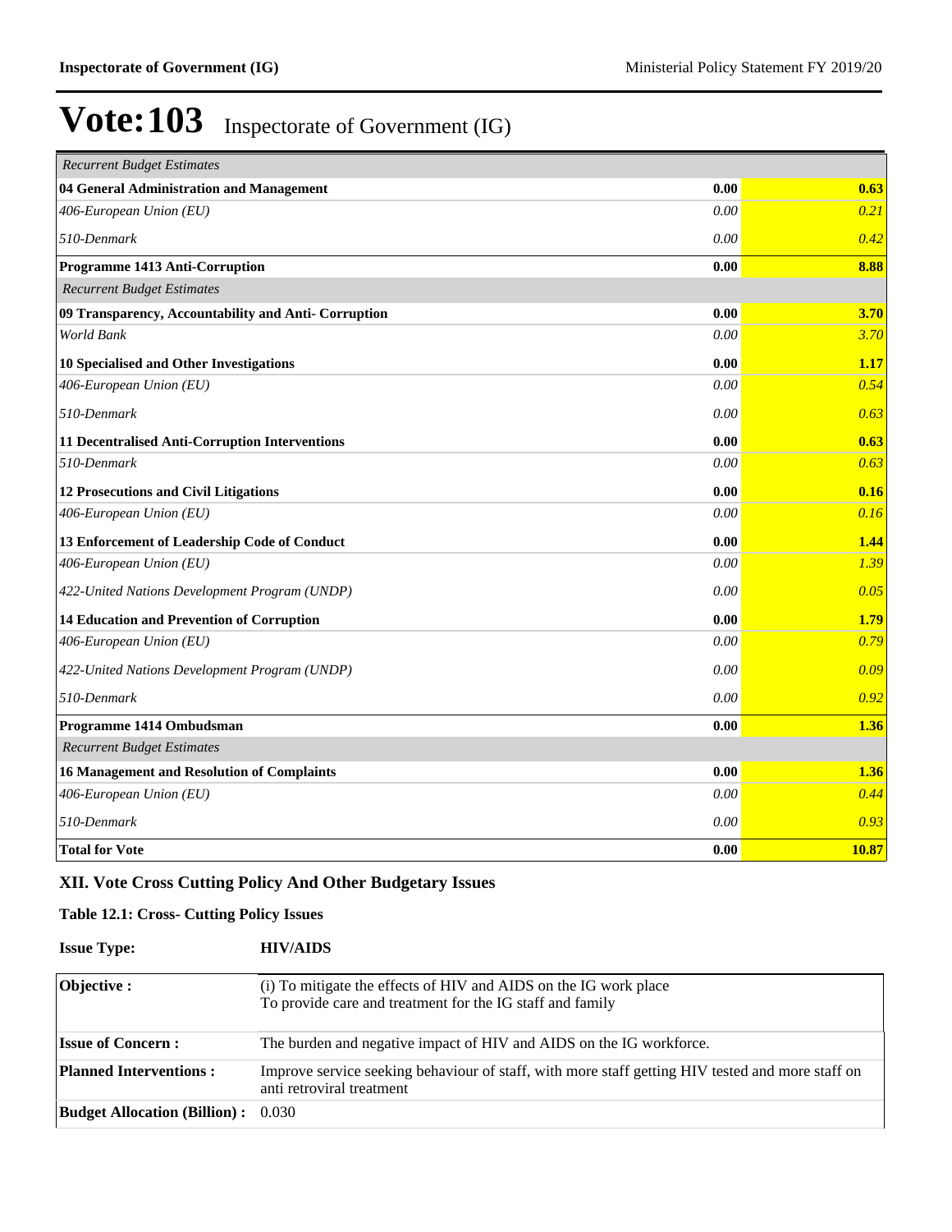# Vote:103 Inspectorate of Government (IG)

| | | |
|---|---|---|
| *Recurrent Budget Estimates* | | |
| **04 General Administration and Management** | **0.00** | **0.63** |
| *406-European Union (EU)* | *0.00* | *0.21* |
| *510-Denmark* | *0.00* | *0.42* |
| **Programme 1413 Anti-Corruption** | **0.00** | **8.88** |
| *Recurrent Budget Estimates* | | |
| **09 Transparency, Accountability and Anti- Corruption** | **0.00** | **3.70** |
| *World Bank* | *0.00* | *3.70* |
| **10 Specialised and Other Investigations** | **0.00** | **1.17** |
| *406-European Union (EU)* | *0.00* | *0.54* |
| *510-Denmark* | *0.00* | *0.63* |
| **11 Decentralised Anti-Corruption Interventions** | **0.00** | **0.63** |
| *510-Denmark* | *0.00* | *0.63* |
| **12 Prosecutions and Civil Litigations** | **0.00** | **0.16** |
| *406-European Union (EU)* | *0.00* | *0.16* |
| **13 Enforcement of Leadership Code of Conduct** | **0.00** | **1.44** |
| *406-European Union (EU)* | *0.00* | *1.39* |
| *422-United Nations Development Program (UNDP)* | *0.00* | *0.05* |
| **14 Education and Prevention of Corruption** | **0.00** | **1.79** |
| *406-European Union (EU)* | *0.00* | *0.79* |
| *422-United Nations Development Program (UNDP)* | *0.00* | *0.09* |
| *510-Denmark* | *0.00* | *0.92* |
| **Programme 1414 Ombudsman** | **0.00** | **1.36** |
| *Recurrent Budget Estimates* | | |
| **16 Management and Resolution of Complaints** | **0.00** | **1.36** |
| *406-European Union (EU)* | *0.00* | *0.44* |
| *510-Denmark* | *0.00* | *0.93* |
| **Total for Vote** | **0.00** | **10.87** |

## XII. Vote Cross Cutting Policy And Other Budgetary Issues

### Table 12.1: Cross- Cutting Policy Issues

**Issue Type:** **HIV/AIDS**

| | |
|---|---|
| **Objective :** | (i) To mitigate the effects of HIV and AIDS on the IG work place<br>To provide care and treatment for the IG staff and family |
| **Issue of Concern :** | The burden and negative impact of HIV and AIDS on the IG workforce. |
| **Planned Interventions :** | Improve service seeking behaviour of staff, with more staff getting HIV tested and more staff on anti retroviral treatment |
| **Budget Allocation (Billion) :** | 0.030 |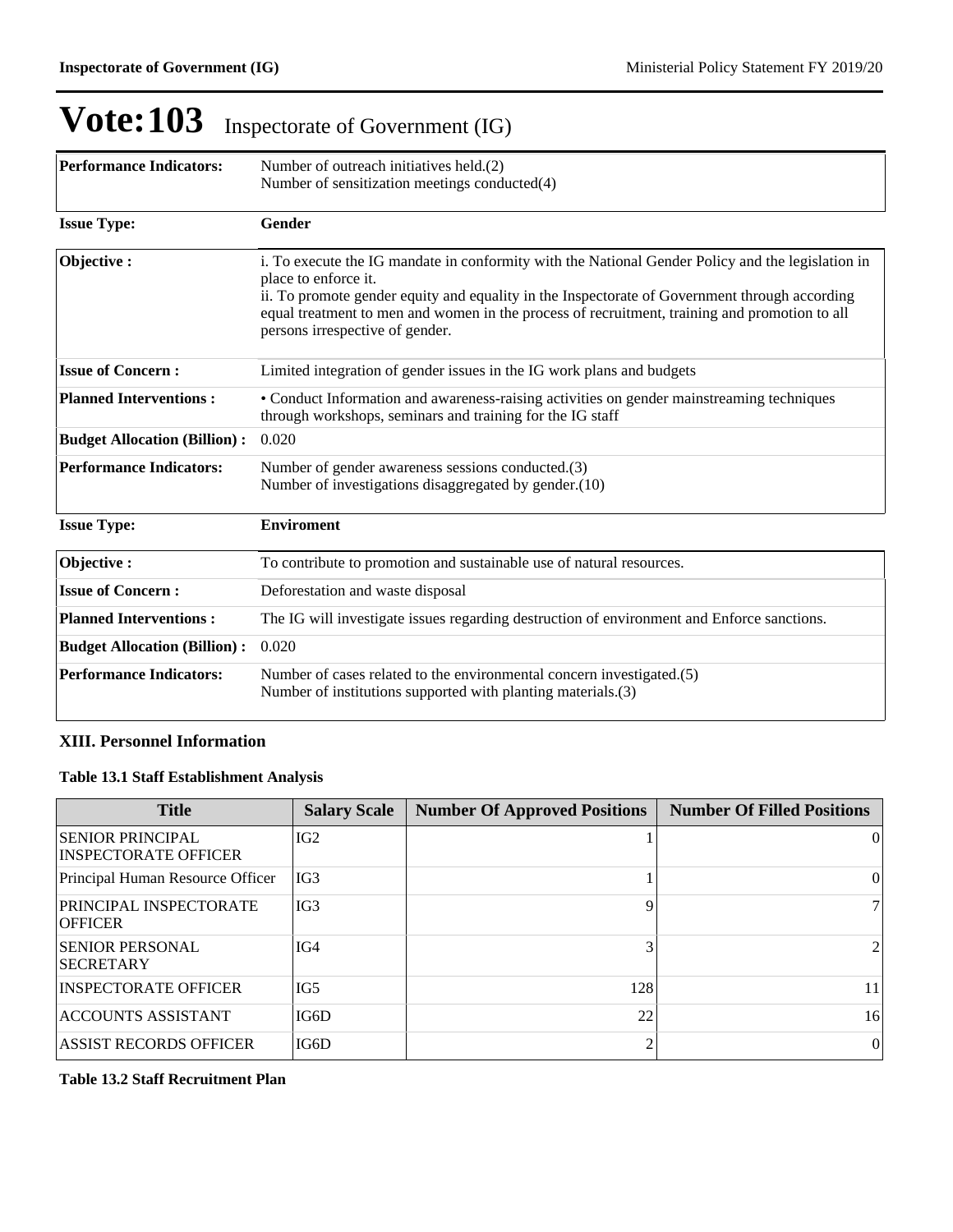# Vote:103 Inspectorate of Government (IG)

| | |
|---|---|
| **Performance Indicators:** | Number of outreach initiatives held.(2)<br>Number of sensitization meetings conducted(4) |

| | |
|---|---|
| **Issue Type:** | **Gender** |
| **Objective :** | i. To execute the IG mandate in conformity with the National Gender Policy and the legislation in place to enforce it.<br>ii. To promote gender equity and equality in the Inspectorate of Government through according equal treatment to men and women in the process of recruitment, training and promotion to all persons irrespective of gender. |
| **Issue of Concern :** | Limited integration of gender issues in the IG work plans and budgets |
| **Planned Interventions :** | • Conduct Information and awareness-raising activities on gender mainstreaming techniques through workshops, seminars and training for the IG staff |
| **Budget Allocation (Billion) :** | 0.020 |
| **Performance Indicators:** | Number of gender awareness sessions conducted.(3)<br>Number of investigations disaggregated by gender.(10) |

| | |
|---|---|
| **Issue Type:** | **Enviroment** |
| **Objective :** | To contribute to promotion and sustainable use of natural resources. |
| **Issue of Concern :** | Deforestation and waste disposal |
| **Planned Interventions :** | The IG will investigate issues regarding destruction of environment and Enforce sanctions. |
| **Budget Allocation (Billion) :** | 0.020 |
| **Performance Indicators:** | Number of cases related to the environmental concern investigated.(5)<br>Number of institutions supported with planting materials.(3) |

### XIII. Personnel Information

#### Table 13.1 Staff Establishment Analysis

| Title | Salary Scale | Number Of Approved Positions | Number Of Filled Positions |
|---|---|---|---|
| SENIOR PRINCIPAL INSPECTORATE OFFICER | IG2 | 1 | 0 |
| Principal Human Resource Officer | IG3 | 1 | 0 |
| PRINCIPAL INSPECTORATE OFFICER | IG3 | 9 | 7 |
| SENIOR PERSONAL SECRETARY | IG4 | 3 | 2 |
| INSPECTORATE OFFICER | IG5 | 128 | 11 |
| ACCOUNTS ASSISTANT | IG6D | 22 | 16 |
| ASSIST RECORDS OFFICER | IG6D | 2 | 0 |

#### Table 13.2 Staff Recruitment Plan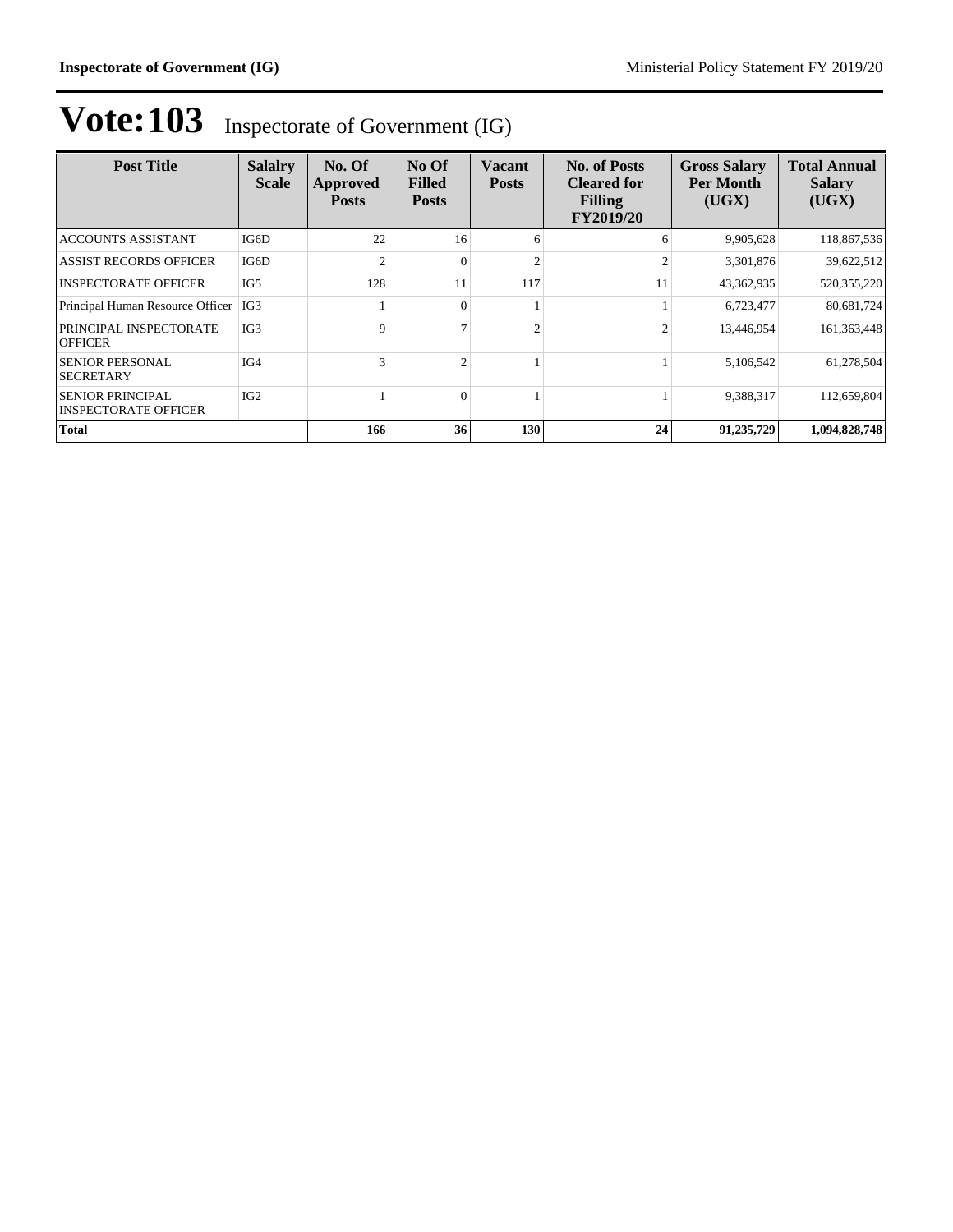# Vote:103 Inspectorate of Government (IG)

| Post Title | Salalry Scale | No. Of Approved Posts | No Of Filled Posts | Vacant Posts | No. of Posts Cleared for Filling FY2019/20 | Gross Salary Per Month (UGX) | Total Annual Salary (UGX) |
|---|---|---|---|---|---|---|---|
| ACCOUNTS ASSISTANT | IG6D | 22 | 16 | 6 | 6 | 9,905,628 | 118,867,536 |
| ASSIST RECORDS OFFICER | IG6D | 2 | 0 | 2 | 2 | 3,301,876 | 39,622,512 |
| INSPECTORATE OFFICER | IG5 | 128 | 11 | 117 | 11 | 43,362,935 | 520,355,220 |
| Principal Human Resource Officer | IG3 | 1 | 0 | 1 | 1 | 6,723,477 | 80,681,724 |
| PRINCIPAL INSPECTORATE OFFICER | IG3 | 9 | 7 | 2 | 2 | 13,446,954 | 161,363,448 |
| SENIOR PERSONAL SECRETARY | IG4 | 3 | 2 | 1 | 1 | 5,106,542 | 61,278,504 |
| SENIOR PRINCIPAL INSPECTORATE OFFICER | IG2 | 1 | 0 | 1 | 1 | 9,388,317 | 112,659,804 |
| **Total** | | **166** | **36** | **130** | **24** | **91,235,729** | **1,094,828,748** |